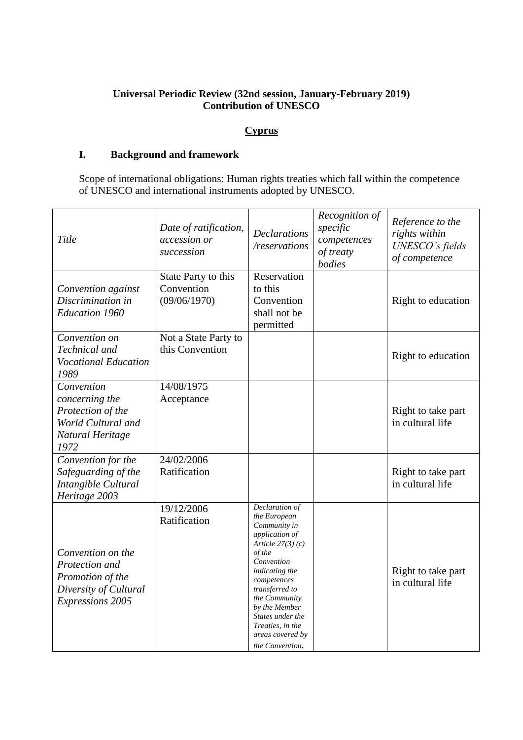**Universal Periodic Review (32nd session, January-February 2019)**
**Contribution of UNESCO**

## Cyprus

### I. Background and framework

Scope of international obligations: Human rights treaties which fall within the competence of UNESCO and international instruments adopted by UNESCO.

| *Title* | *Date of ratification, accession or succession* | *Declarations /reservations* | *Recognition of specific competences of treaty bodies* | *Reference to the rights within UNESCO's fields of competence* |
|---|---|---|---|---|
| *Convention against Discrimination in Education 1960* | State Party to this Convention (09/06/1970) | Reservation to this Convention shall not be permitted | | Right to education |
| *Convention on Technical and Vocational Education 1989* | Not a State Party to this Convention | | | Right to education |
| *Convention concerning the Protection of the World Cultural and Natural Heritage 1972* | 14/08/1975 Acceptance | | | Right to take part in cultural life |
| *Convention for the Safeguarding of the Intangible Cultural Heritage 2003* | 24/02/2006 Ratification | | | Right to take part in cultural life |
| *Convention on the Protection and Promotion of the Diversity of Cultural Expressions 2005* | 19/12/2006 Ratification | *Declaration of the European Community in application of Article 27(3) (c) of the Convention indicating the competences transferred to the Community by the Member States under the Treaties, in the areas covered by the Convention.* | | Right to take part in cultural life |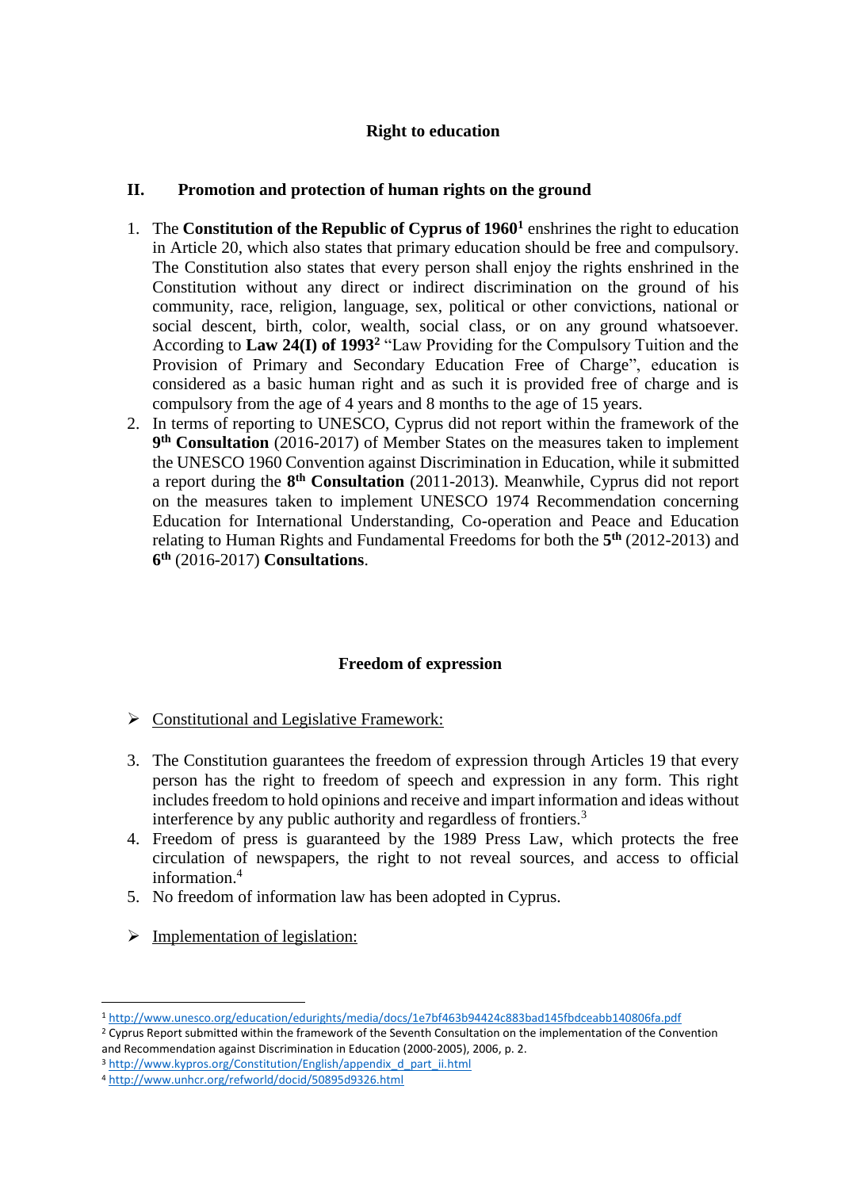## Right to education

### II. Promotion and protection of human rights on the ground

1. The **Constitution of the Republic of Cyprus of 1960**[1] enshrines the right to education in Article 20, which also states that primary education should be free and compulsory. The Constitution also states that every person shall enjoy the rights enshrined in the Constitution without any direct or indirect discrimination on the ground of his community, race, religion, language, sex, political or other convictions, national or social descent, birth, color, wealth, social class, or on any ground whatsoever. According to **Law 24(I) of 1993**[2] "Law Providing for the Compulsory Tuition and the Provision of Primary and Secondary Education Free of Charge", education is considered as a basic human right and as such it is provided free of charge and is compulsory from the age of 4 years and 8 months to the age of 15 years.
2. In terms of reporting to UNESCO, Cyprus did not report within the framework of the **9th Consultation** (2016-2017) of Member States on the measures taken to implement the UNESCO 1960 Convention against Discrimination in Education, while it submitted a report during the **8th Consultation** (2011-2013). Meanwhile, Cyprus did not report on the measures taken to implement UNESCO 1974 Recommendation concerning Education for International Understanding, Co-operation and Peace and Education relating to Human Rights and Fundamental Freedoms for both the **5th** (2012-2013) and **6th** (2016-2017) **Consultations**.

## Freedom of expression

- Constitutional and Legislative Framework:

3. The Constitution guarantees the freedom of expression through Articles 19 that every person has the right to freedom of speech and expression in any form. This right includes freedom to hold opinions and receive and impart information and ideas without interference by any public authority and regardless of frontiers.[3]
4. Freedom of press is guaranteed by the 1989 Press Law, which protects the free circulation of newspapers, the right to not reveal sources, and access to official information.[4]
5. No freedom of information law has been adopted in Cyprus.

- Implementation of legislation:

---

[1] http://www.unesco.org/education/edurights/media/docs/1e7bf463b94424c883bad145fbdceabb140806fa.pdf

[2] Cyprus Report submitted within the framework of the Seventh Consultation on the implementation of the Convention and Recommendation against Discrimination in Education (2000-2005), 2006, p. 2.

[3] http://www.kypros.org/Constitution/English/appendix_d_part_ii.html

[4] http://www.unhcr.org/refworld/docid/50895d9326.html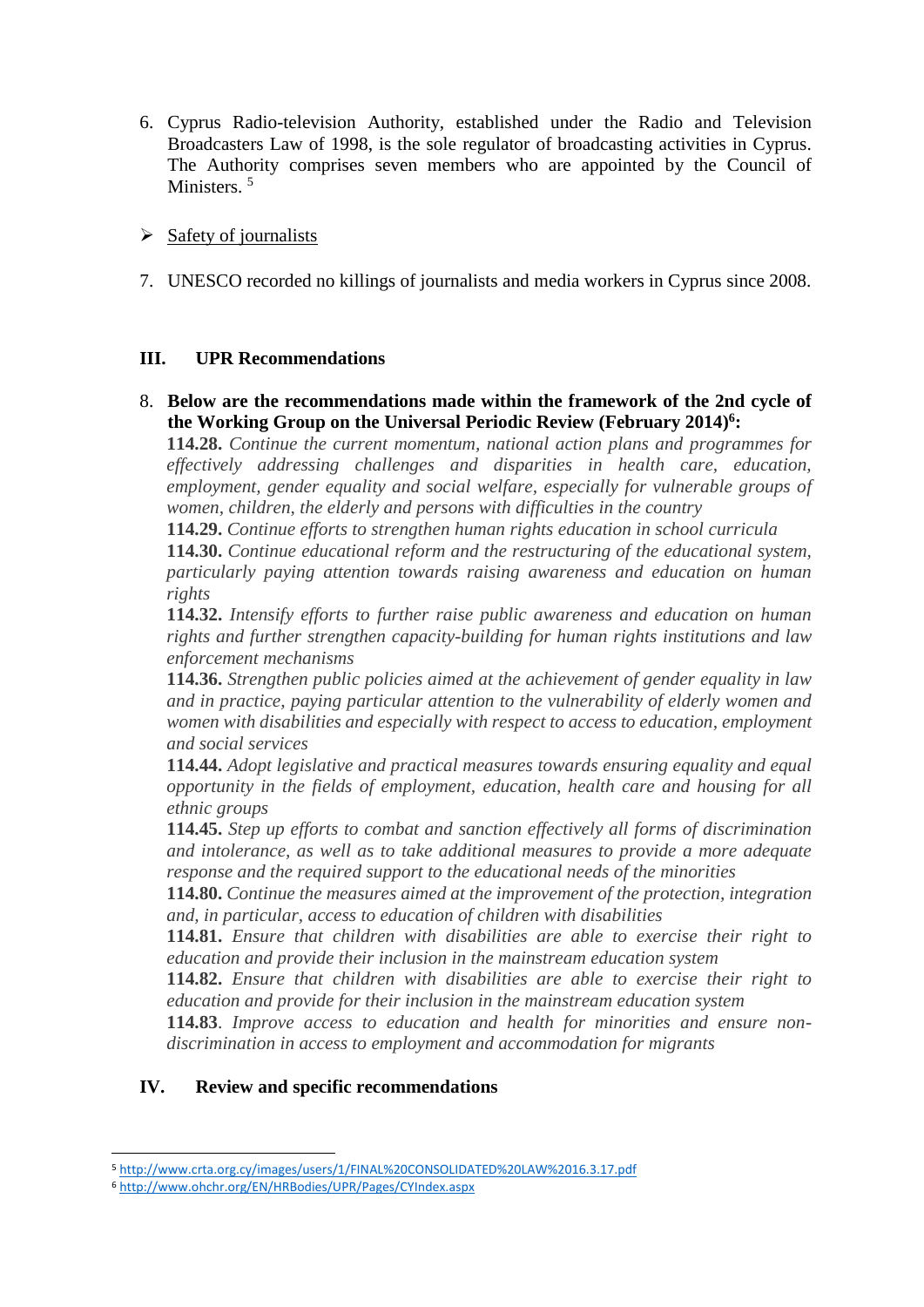6. Cyprus Radio-television Authority, established under the Radio and Television Broadcasters Law of 1998, is the sole regulator of broadcasting activities in Cyprus. The Authority comprises seven members who are appointed by the Council of Ministers. [5]

➢ Safety of journalists

7. UNESCO recorded no killings of journalists and media workers in Cyprus since 2008.

## III. UPR Recommendations

8. **Below are the recommendations made within the framework of the 2nd cycle of the Working Group on the Universal Periodic Review (February 2014)[6]:**

   **114.28.** *Continue the current momentum, national action plans and programmes for effectively addressing challenges and disparities in health care, education, employment, gender equality and social welfare, especially for vulnerable groups of women, children, the elderly and persons with difficulties in the country*

   **114.29.** *Continue efforts to strengthen human rights education in school curricula*

   **114.30.** *Continue educational reform and the restructuring of the educational system, particularly paying attention towards raising awareness and education on human rights*

   **114.32.** *Intensify efforts to further raise public awareness and education on human rights and further strengthen capacity-building for human rights institutions and law enforcement mechanisms*

   **114.36.** *Strengthen public policies aimed at the achievement of gender equality in law and in practice, paying particular attention to the vulnerability of elderly women and women with disabilities and especially with respect to access to education, employment and social services*

   **114.44.** *Adopt legislative and practical measures towards ensuring equality and equal opportunity in the fields of employment, education, health care and housing for all ethnic groups*

   **114.45.** *Step up efforts to combat and sanction effectively all forms of discrimination and intolerance, as well as to take additional measures to provide a more adequate response and the required support to the educational needs of the minorities*

   **114.80.** *Continue the measures aimed at the improvement of the protection, integration and, in particular, access to education of children with disabilities*

   **114.81.** *Ensure that children with disabilities are able to exercise their right to education and provide their inclusion in the mainstream education system*

   **114.82.** *Ensure that children with disabilities are able to exercise their right to education and provide for their inclusion in the mainstream education system*

   **114.83**. *Improve access to education and health for minorities and ensure non-discrimination in access to employment and accommodation for migrants*

## IV. Review and specific recommendations

---

[5] http://www.crta.org.cy/images/users/1/FINAL%20CONSOLIDATED%20LAW%2016.3.17.pdf

[6] http://www.ohchr.org/EN/HRBodies/UPR/Pages/CYIndex.aspx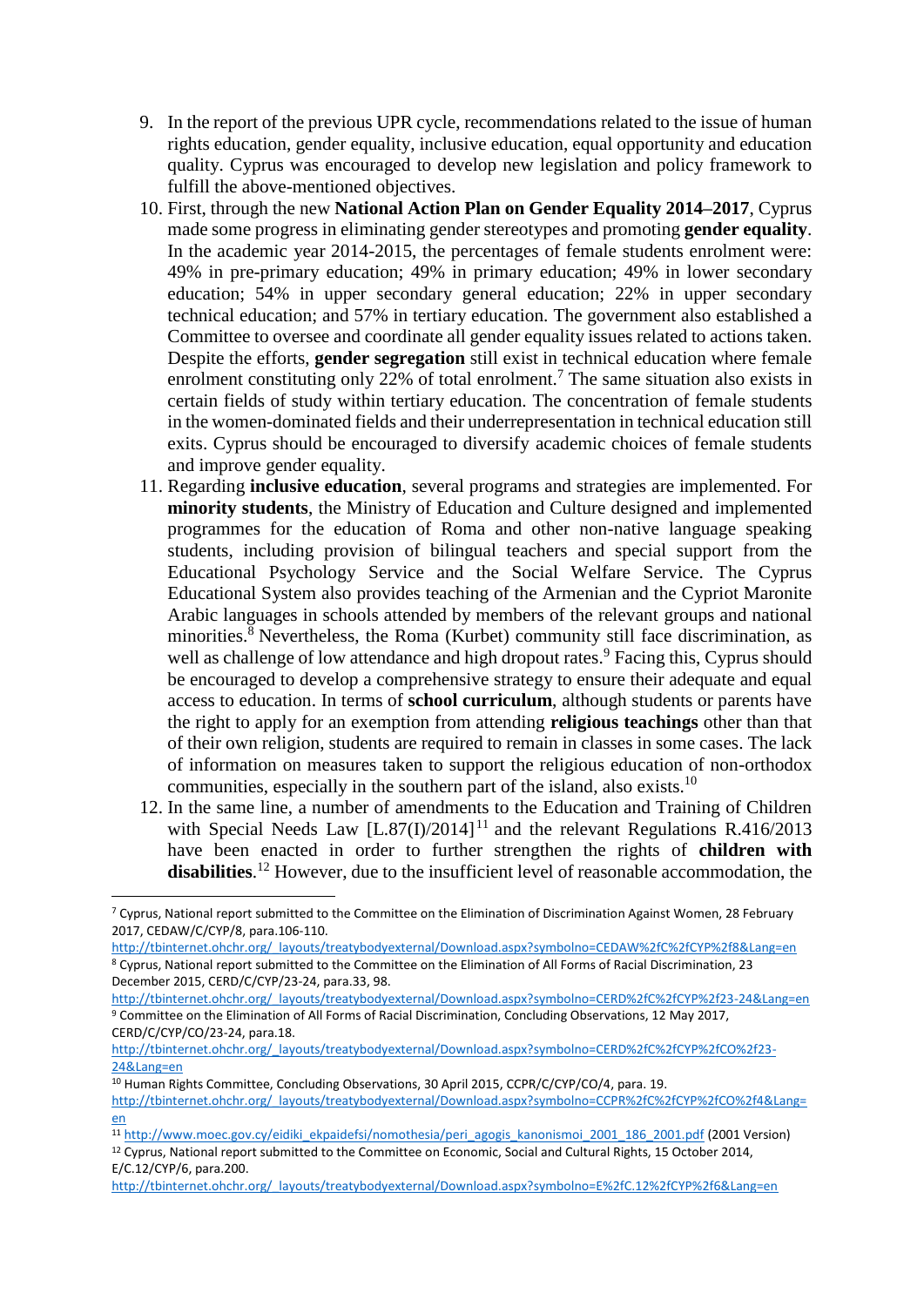9. In the report of the previous UPR cycle, recommendations related to the issue of human rights education, gender equality, inclusive education, equal opportunity and education quality. Cyprus was encouraged to develop new legislation and policy framework to fulfill the above-mentioned objectives.
10. First, through the new **National Action Plan on Gender Equality 2014–2017**, Cyprus made some progress in eliminating gender stereotypes and promoting **gender equality**. In the academic year 2014-2015, the percentages of female students enrolment were: 49% in pre-primary education; 49% in primary education; 49% in lower secondary education; 54% in upper secondary general education; 22% in upper secondary technical education; and 57% in tertiary education. The government also established a Committee to oversee and coordinate all gender equality issues related to actions taken. Despite the efforts, **gender segregation** still exist in technical education where female enrolment constituting only 22% of total enrolment.[7] The same situation also exists in certain fields of study within tertiary education. The concentration of female students in the women-dominated fields and their underrepresentation in technical education still exits. Cyprus should be encouraged to diversify academic choices of female students and improve gender equality.
11. Regarding **inclusive education**, several programs and strategies are implemented. For **minority students**, the Ministry of Education and Culture designed and implemented programmes for the education of Roma and other non-native language speaking students, including provision of bilingual teachers and special support from the Educational Psychology Service and the Social Welfare Service. The Cyprus Educational System also provides teaching of the Armenian and the Cypriot Maronite Arabic languages in schools attended by members of the relevant groups and national minorities.[8] Nevertheless, the Roma (Kurbet) community still face discrimination, as well as challenge of low attendance and high dropout rates.[9] Facing this, Cyprus should be encouraged to develop a comprehensive strategy to ensure their adequate and equal access to education. In terms of **school curriculum**, although students or parents have the right to apply for an exemption from attending **religious teachings** other than that of their own religion, students are required to remain in classes in some cases. The lack of information on measures taken to support the religious education of non-orthodox communities, especially in the southern part of the island, also exists.[10]
12. In the same line, a number of amendments to the Education and Training of Children with Special Needs Law [L.87(I)/2014][11] and the relevant Regulations R.416/2013 have been enacted in order to further strengthen the rights of **children with disabilities**.[12] However, due to the insufficient level of reasonable accommodation, the

---

[7] Cyprus, National report submitted to the Committee on the Elimination of Discrimination Against Women, 28 February 2017, CEDAW/C/CYP/8, para.106-110.
http://tbinternet.ohchr.org/_layouts/treatybodyexternal/Download.aspx?symbolno=CEDAW%2fC%2fCYP%2f8&Lang=en

[8] Cyprus, National report submitted to the Committee on the Elimination of All Forms of Racial Discrimination, 23 December 2015, CERD/C/CYP/23-24, para.33, 98.
http://tbinternet.ohchr.org/_layouts/treatybodyexternal/Download.aspx?symbolno=CERD%2fC%2fCYP%2f23-24&Lang=en

[9] Committee on the Elimination of All Forms of Racial Discrimination, Concluding Observations, 12 May 2017, CERD/C/CYP/CO/23-24, para.18.
http://tbinternet.ohchr.org/_layouts/treatybodyexternal/Download.aspx?symbolno=CERD%2fC%2fCYP%2fCO%2f23-24&Lang=en

[10] Human Rights Committee, Concluding Observations, 30 April 2015, CCPR/C/CYP/CO/4, para. 19.
http://tbinternet.ohchr.org/_layouts/treatybodyexternal/Download.aspx?symbolno=CCPR%2fC%2fCYP%2fCO%2f4&Lang=en

[11] http://www.moec.gov.cy/eidiki_ekpaidefsi/nomothesia/peri_agogis_kanonismoi_2001_186_2001.pdf (2001 Version)

[12] Cyprus, National report submitted to the Committee on Economic, Social and Cultural Rights, 15 October 2014, E/C.12/CYP/6, para.200.
http://tbinternet.ohchr.org/_layouts/treatybodyexternal/Download.aspx?symbolno=E%2fC.12%2fCYP%2f6&Lang=en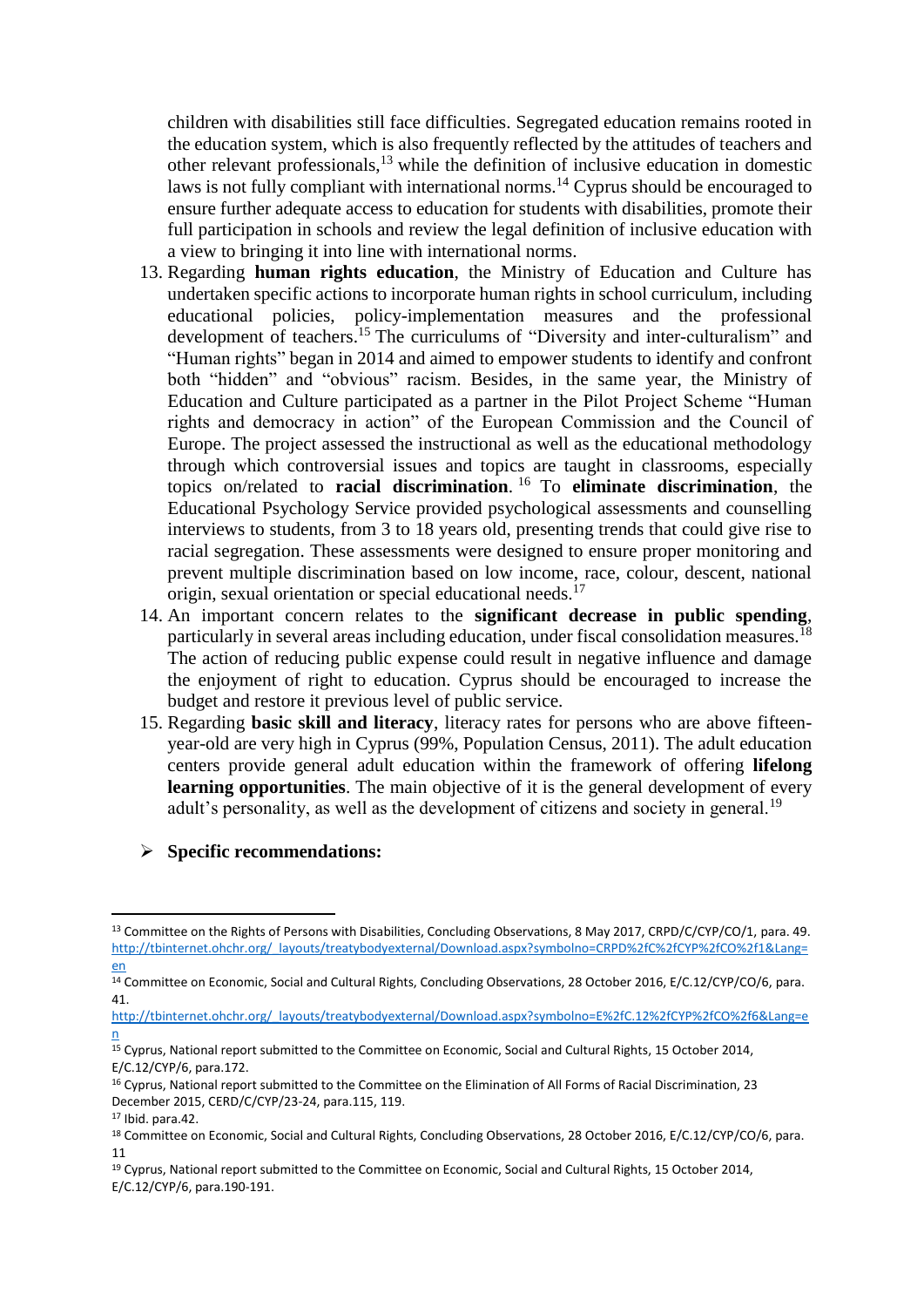children with disabilities still face difficulties. Segregated education remains rooted in the education system, which is also frequently reflected by the attitudes of teachers and other relevant professionals,[13] while the definition of inclusive education in domestic laws is not fully compliant with international norms.[14] Cyprus should be encouraged to ensure further adequate access to education for students with disabilities, promote their full participation in schools and review the legal definition of inclusive education with a view to bringing it into line with international norms.

13. Regarding **human rights education**, the Ministry of Education and Culture has undertaken specific actions to incorporate human rights in school curriculum, including educational policies, policy-implementation measures and the professional development of teachers.[15] The curriculums of "Diversity and inter-culturalism" and "Human rights" began in 2014 and aimed to empower students to identify and confront both "hidden" and "obvious" racism. Besides, in the same year, the Ministry of Education and Culture participated as a partner in the Pilot Project Scheme "Human rights and democracy in action" of the European Commission and the Council of Europe. The project assessed the instructional as well as the educational methodology through which controversial issues and topics are taught in classrooms, especially topics on/related to **racial discrimination**.[16] To **eliminate discrimination**, the Educational Psychology Service provided psychological assessments and counselling interviews to students, from 3 to 18 years old, presenting trends that could give rise to racial segregation. These assessments were designed to ensure proper monitoring and prevent multiple discrimination based on low income, race, colour, descent, national origin, sexual orientation or special educational needs.[17]
14. An important concern relates to the **significant decrease in public spending**, particularly in several areas including education, under fiscal consolidation measures.[18] The action of reducing public expense could result in negative influence and damage the enjoyment of right to education. Cyprus should be encouraged to increase the budget and restore it previous level of public service.
15. Regarding **basic skill and literacy**, literacy rates for persons who are above fifteen-year-old are very high in Cyprus (99%, Population Census, 2011). The adult education centers provide general adult education within the framework of offering **lifelong learning opportunities**. The main objective of it is the general development of every adult's personality, as well as the development of citizens and society in general.[19]

- **Specific recommendations:**

---

[13] Committee on the Rights of Persons with Disabilities, Concluding Observations, 8 May 2017, CRPD/C/CYP/CO/1, para. 49. http://tbinternet.ohchr.org/_layouts/treatybodyexternal/Download.aspx?symbolno=CRPD%2fC%2fCYP%2fCO%2f1&Lang=en

[14] Committee on Economic, Social and Cultural Rights, Concluding Observations, 28 October 2016, E/C.12/CYP/CO/6, para. 41. http://tbinternet.ohchr.org/_layouts/treatybodyexternal/Download.aspx?symbolno=E%2fC.12%2fCYP%2fCO%2f6&Lang=en

[15] Cyprus, National report submitted to the Committee on Economic, Social and Cultural Rights, 15 October 2014, E/C.12/CYP/6, para.172.

[16] Cyprus, National report submitted to the Committee on the Elimination of All Forms of Racial Discrimination, 23 December 2015, CERD/C/CYP/23-24, para.115, 119.

[17] Ibid. para.42.

[18] Committee on Economic, Social and Cultural Rights, Concluding Observations, 28 October 2016, E/C.12/CYP/CO/6, para. 11

[19] Cyprus, National report submitted to the Committee on Economic, Social and Cultural Rights, 15 October 2014, E/C.12/CYP/6, para.190-191.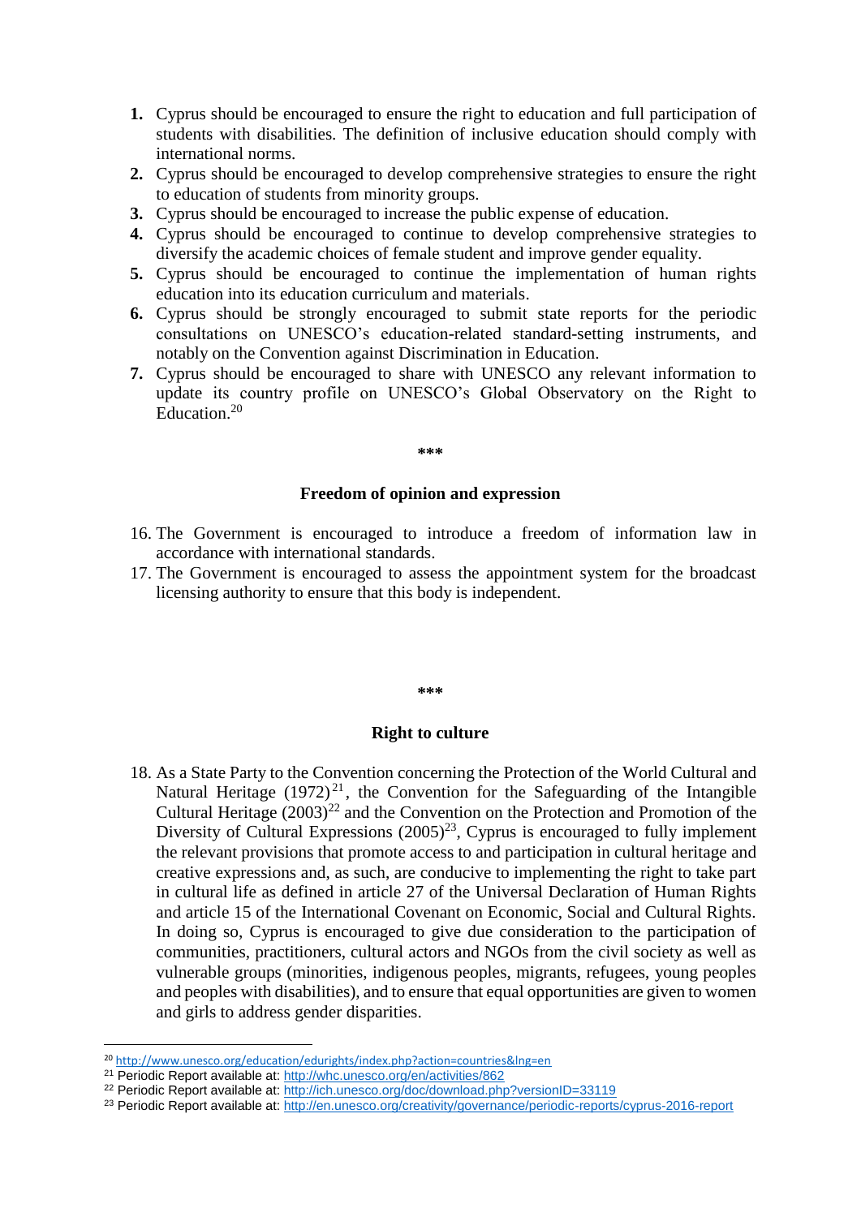1. Cyprus should be encouraged to ensure the right to education and full participation of students with disabilities. The definition of inclusive education should comply with international norms.
2. Cyprus should be encouraged to develop comprehensive strategies to ensure the right to education of students from minority groups.
3. Cyprus should be encouraged to increase the public expense of education.
4. Cyprus should be encouraged to continue to develop comprehensive strategies to diversify the academic choices of female student and improve gender equality.
5. Cyprus should be encouraged to continue the implementation of human rights education into its education curriculum and materials.
6. Cyprus should be strongly encouraged to submit state reports for the periodic consultations on UNESCO's education-related standard-setting instruments, and notably on the Convention against Discrimination in Education.
7. Cyprus should be encouraged to share with UNESCO any relevant information to update its country profile on UNESCO's Global Observatory on the Right to Education.[20]

***

**Freedom of opinion and expression**

16. The Government is encouraged to introduce a freedom of information law in accordance with international standards.
17. The Government is encouraged to assess the appointment system for the broadcast licensing authority to ensure that this body is independent.

***

**Right to culture**

18. As a State Party to the Convention concerning the Protection of the World Cultural and Natural Heritage (1972)[21], the Convention for the Safeguarding of the Intangible Cultural Heritage (2003)[22] and the Convention on the Protection and Promotion of the Diversity of Cultural Expressions (2005)[23], Cyprus is encouraged to fully implement the relevant provisions that promote access to and participation in cultural heritage and creative expressions and, as such, are conducive to implementing the right to take part in cultural life as defined in article 27 of the Universal Declaration of Human Rights and article 15 of the International Covenant on Economic, Social and Cultural Rights. In doing so, Cyprus is encouraged to give due consideration to the participation of communities, practitioners, cultural actors and NGOs from the civil society as well as vulnerable groups (minorities, indigenous peoples, migrants, refugees, young peoples and peoples with disabilities), and to ensure that equal opportunities are given to women and girls to address gender disparities.

---

[20] http://www.unesco.org/education/edurights/index.php?action=countries&lng=en

[21] Periodic Report available at: http://whc.unesco.org/en/activities/862

[22] Periodic Report available at: http://ich.unesco.org/doc/download.php?versionID=33119

[23] Periodic Report available at: http://en.unesco.org/creativity/governance/periodic-reports/cyprus-2016-report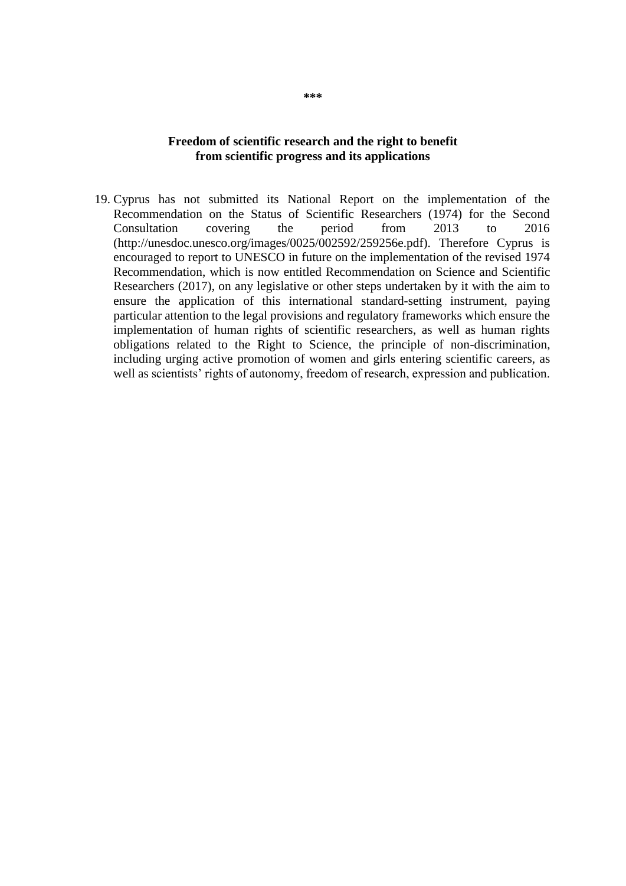***

**Freedom of scientific research and the right to benefit from scientific progress and its applications**

19. Cyprus has not submitted its National Report on the implementation of the Recommendation on the Status of Scientific Researchers (1974) for the Second Consultation covering the period from 2013 to 2016 (http://unesdoc.unesco.org/images/0025/002592/259256e.pdf). Therefore Cyprus is encouraged to report to UNESCO in future on the implementation of the revised 1974 Recommendation, which is now entitled Recommendation on Science and Scientific Researchers (2017), on any legislative or other steps undertaken by it with the aim to ensure the application of this international standard-setting instrument, paying particular attention to the legal provisions and regulatory frameworks which ensure the implementation of human rights of scientific researchers, as well as human rights obligations related to the Right to Science, the principle of non-discrimination, including urging active promotion of women and girls entering scientific careers, as well as scientists' rights of autonomy, freedom of research, expression and publication.